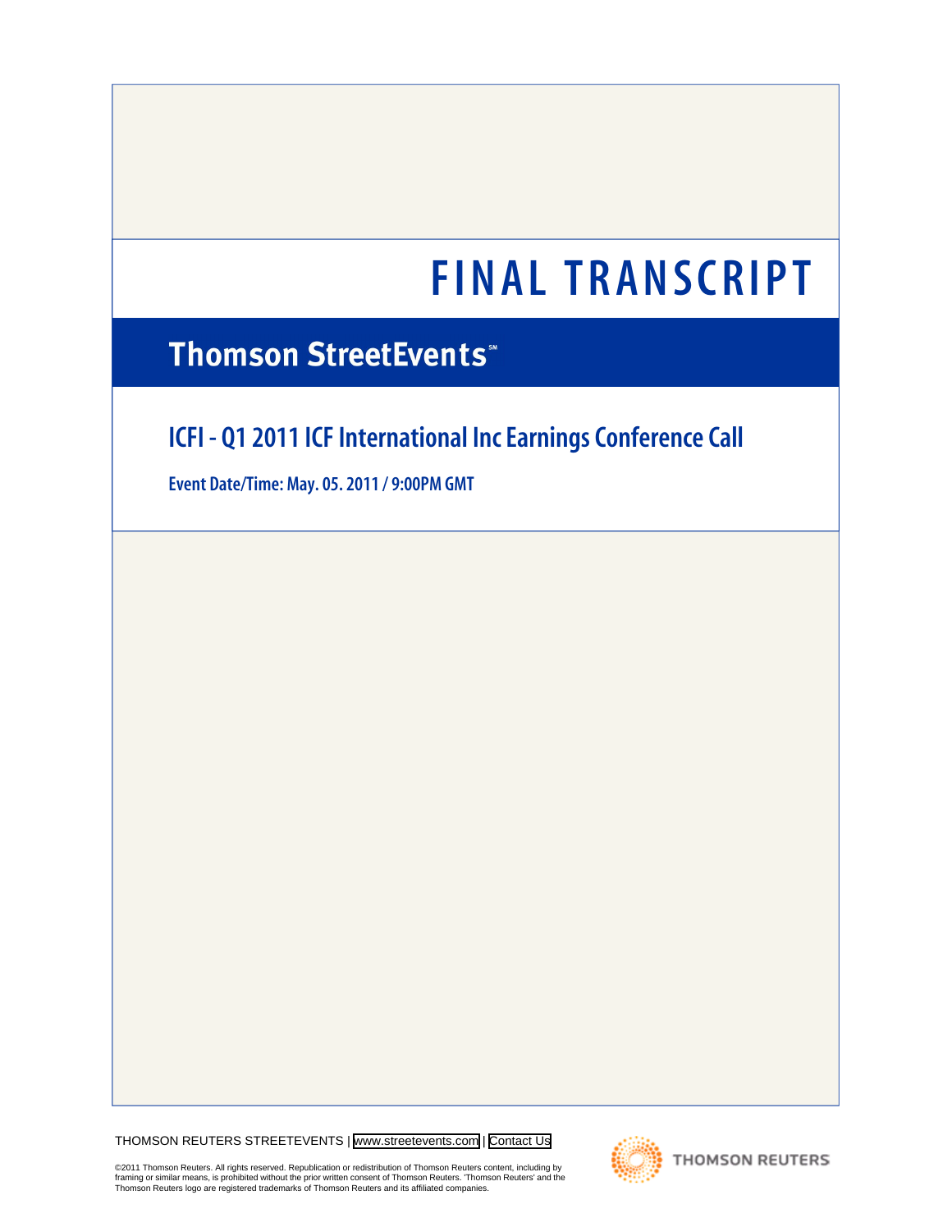# FINAL TRANSCRIPT

## Thomson StreetEvents℠

## ICFI - Q1 2011 ICF International Inc Earnings Conference Call

**Event Date/Time: May. 05. 2011 / 9:00PM GMT**

THOMSON REUTERS STREETEVENTS | www.streetevents.com | Contact Us

©2011 Thomson Reuters. All rights reserved. Republication or redistribution of Thomson Reuters content, including by framing or similar means, is prohibited without the prior written consent of Thomson Reuters. 'Thomson Reuters' and the Thomson Reuters logo are registered trademarks of Thomson Reuters and its affiliated companies.

THOMSON REUTERS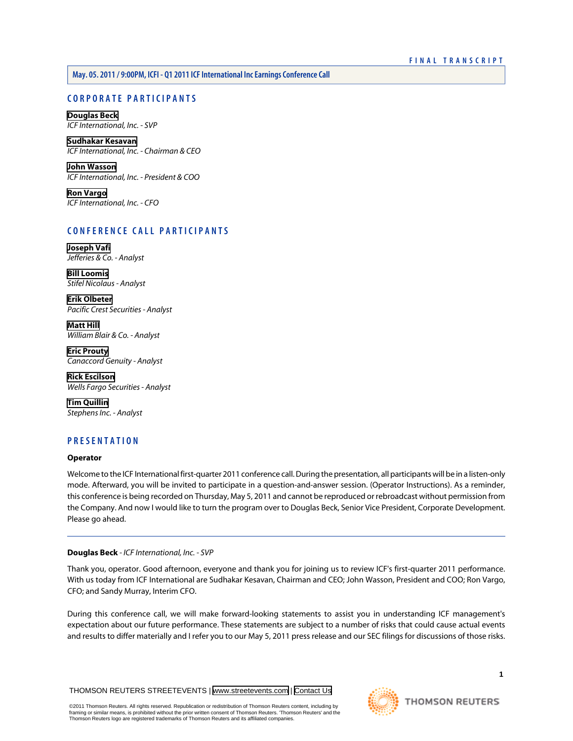## CORPORATE PARTICIPANTS

**Douglas Beck**
*ICF International, Inc. - SVP*

**Sudhakar Kesavan**
*ICF International, Inc. - Chairman & CEO*

**John Wasson**
*ICF International, Inc. - President & COO*

**Ron Vargo**
*ICF International, Inc. - CFO*

## CONFERENCE CALL PARTICIPANTS

**Joseph Vafi**
*Jefferies & Co. - Analyst*

**Bill Loomis**
*Stifel Nicolaus - Analyst*

**Erik Olbeter**
*Pacific Crest Securities - Analyst*

**Matt Hill**
*William Blair & Co. - Analyst*

**Eric Prouty**
*Canaccord Genuity - Analyst*

**Rick Escilson**
*Wells Fargo Securities - Analyst*

**Tim Quillin**
*Stephens Inc. - Analyst*

## PRESENTATION

**Operator**

Welcome to the ICF International first-quarter 2011 conference call. During the presentation, all participants will be in a listen-only mode. Afterward, you will be invited to participate in a question-and-answer session. (Operator Instructions). As a reminder, this conference is being recorded on Thursday, May 5, 2011 and cannot be reproduced or rebroadcast without permission from the Company. And now I would like to turn the program over to Douglas Beck, Senior Vice President, Corporate Development. Please go ahead.

---

**Douglas Beck** - *ICF International, Inc. - SVP*

Thank you, operator. Good afternoon, everyone and thank you for joining us to review ICF's first-quarter 2011 performance. With us today from ICF International are Sudhakar Kesavan, Chairman and CEO; John Wasson, President and COO; Ron Vargo, CFO; and Sandy Murray, Interim CFO.

During this conference call, we will make forward-looking statements to assist you in understanding ICF management's expectation about our future performance. These statements are subject to a number of risks that could cause actual events and results to differ materially and I refer you to our May 5, 2011 press release and our SEC filings for discussions of those risks.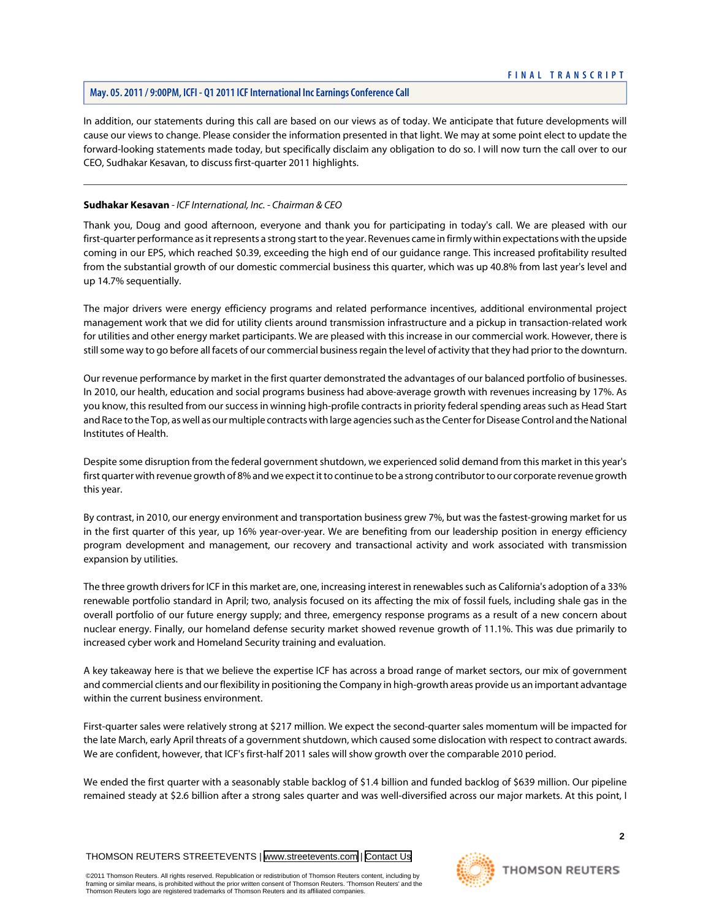In addition, our statements during this call are based on our views as of today. We anticipate that future developments will cause our views to change. Please consider the information presented in that light. We may at some point elect to update the forward-looking statements made today, but specifically disclaim any obligation to do so. I will now turn the call over to our CEO, Sudhakar Kesavan, to discuss first-quarter 2011 highlights.

---

**Sudhakar Kesavan** - *ICF International, Inc. - Chairman & CEO*

Thank you, Doug and good afternoon, everyone and thank you for participating in today's call. We are pleased with our first-quarter performance as it represents a strong start to the year. Revenues came in firmly within expectations with the upside coming in our EPS, which reached $0.39, exceeding the high end of our guidance range. This increased profitability resulted from the substantial growth of our domestic commercial business this quarter, which was up 40.8% from last year's level and up 14.7% sequentially.

The major drivers were energy efficiency programs and related performance incentives, additional environmental project management work that we did for utility clients around transmission infrastructure and a pickup in transaction-related work for utilities and other energy market participants. We are pleased with this increase in our commercial work. However, there is still some way to go before all facets of our commercial business regain the level of activity that they had prior to the downturn.

Our revenue performance by market in the first quarter demonstrated the advantages of our balanced portfolio of businesses. In 2010, our health, education and social programs business had above-average growth with revenues increasing by 17%. As you know, this resulted from our success in winning high-profile contracts in priority federal spending areas such as Head Start and Race to the Top, as well as our multiple contracts with large agencies such as the Center for Disease Control and the National Institutes of Health.

Despite some disruption from the federal government shutdown, we experienced solid demand from this market in this year's first quarter with revenue growth of 8% and we expect it to continue to be a strong contributor to our corporate revenue growth this year.

By contrast, in 2010, our energy environment and transportation business grew 7%, but was the fastest-growing market for us in the first quarter of this year, up 16% year-over-year. We are benefiting from our leadership position in energy efficiency program development and management, our recovery and transactional activity and work associated with transmission expansion by utilities.

The three growth drivers for ICF in this market are, one, increasing interest in renewables such as California's adoption of a 33% renewable portfolio standard in April; two, analysis focused on its affecting the mix of fossil fuels, including shale gas in the overall portfolio of our future energy supply; and three, emergency response programs as a result of a new concern about nuclear energy. Finally, our homeland defense security market showed revenue growth of 11.1%. This was due primarily to increased cyber work and Homeland Security training and evaluation.

A key takeaway here is that we believe the expertise ICF has across a broad range of market sectors, our mix of government and commercial clients and our flexibility in positioning the Company in high-growth areas provide us an important advantage within the current business environment.

First-quarter sales were relatively strong at $217 million. We expect the second-quarter sales momentum will be impacted for the late March, early April threats of a government shutdown, which caused some dislocation with respect to contract awards. We are confident, however, that ICF's first-half 2011 sales will show growth over the comparable 2010 period.

We ended the first quarter with a seasonably stable backlog of $1.4 billion and funded backlog of $639 million. Our pipeline remained steady at $2.6 billion after a strong sales quarter and was well-diversified across our major markets. At this point, I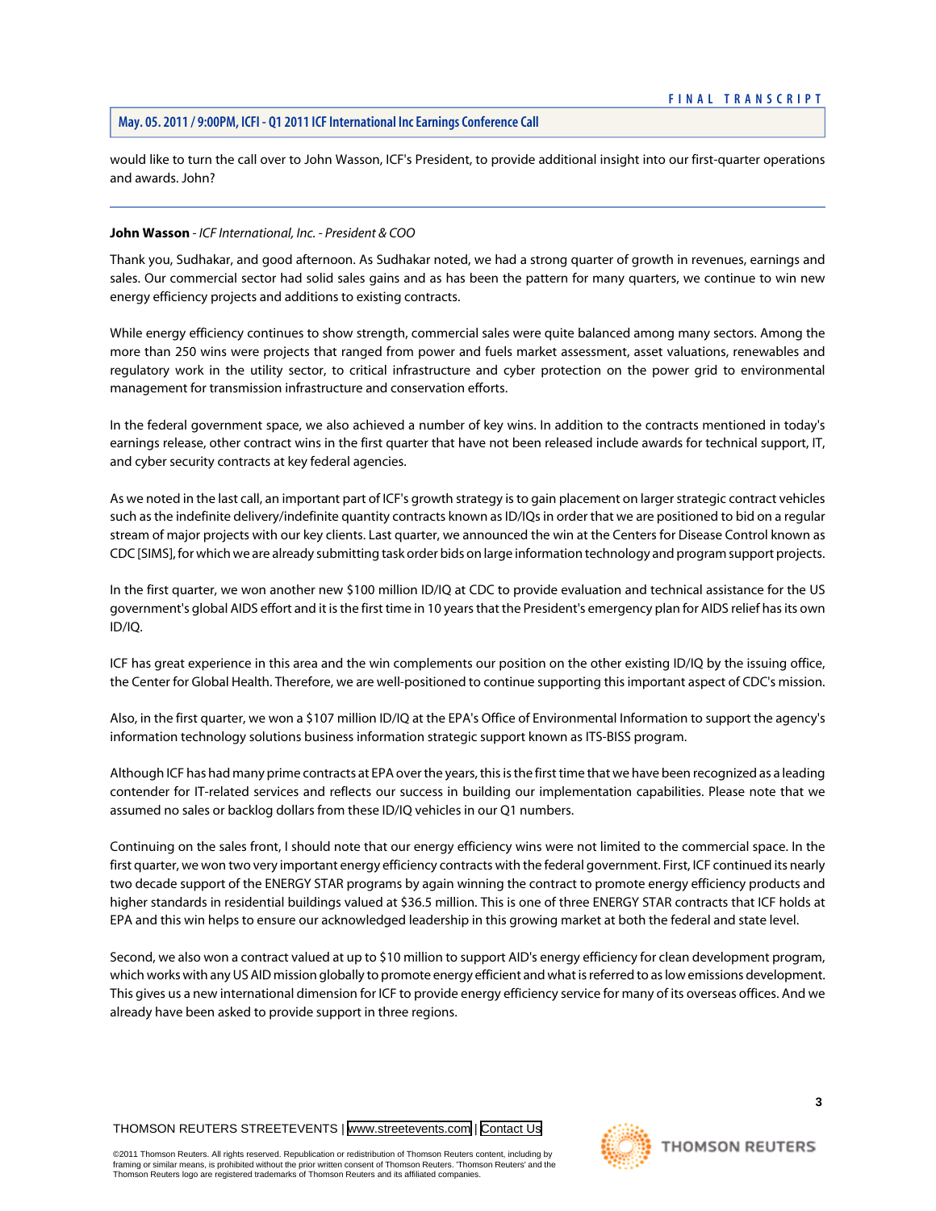would like to turn the call over to John Wasson, ICF's President, to provide additional insight into our first-quarter operations and awards. John?

---

**John Wasson** - *ICF International, Inc. - President & COO*

Thank you, Sudhakar, and good afternoon. As Sudhakar noted, we had a strong quarter of growth in revenues, earnings and sales. Our commercial sector had solid sales gains and as has been the pattern for many quarters, we continue to win new energy efficiency projects and additions to existing contracts.

While energy efficiency continues to show strength, commercial sales were quite balanced among many sectors. Among the more than 250 wins were projects that ranged from power and fuels market assessment, asset valuations, renewables and regulatory work in the utility sector, to critical infrastructure and cyber protection on the power grid to environmental management for transmission infrastructure and conservation efforts.

In the federal government space, we also achieved a number of key wins. In addition to the contracts mentioned in today's earnings release, other contract wins in the first quarter that have not been released include awards for technical support, IT, and cyber security contracts at key federal agencies.

As we noted in the last call, an important part of ICF's growth strategy is to gain placement on larger strategic contract vehicles such as the indefinite delivery/indefinite quantity contracts known as ID/IQs in order that we are positioned to bid on a regular stream of major projects with our key clients. Last quarter, we announced the win at the Centers for Disease Control known as CDC [SIMS], for which we are already submitting task order bids on large information technology and program support projects.

In the first quarter, we won another new $100 million ID/IQ at CDC to provide evaluation and technical assistance for the US government's global AIDS effort and it is the first time in 10 years that the President's emergency plan for AIDS relief has its own ID/IQ.

ICF has great experience in this area and the win complements our position on the other existing ID/IQ by the issuing office, the Center for Global Health. Therefore, we are well-positioned to continue supporting this important aspect of CDC's mission.

Also, in the first quarter, we won a $107 million ID/IQ at the EPA's Office of Environmental Information to support the agency's information technology solutions business information strategic support known as ITS-BISS program.

Although ICF has had many prime contracts at EPA over the years, this is the first time that we have been recognized as a leading contender for IT-related services and reflects our success in building our implementation capabilities. Please note that we assumed no sales or backlog dollars from these ID/IQ vehicles in our Q1 numbers.

Continuing on the sales front, I should note that our energy efficiency wins were not limited to the commercial space. In the first quarter, we won two very important energy efficiency contracts with the federal government. First, ICF continued its nearly two decade support of the ENERGY STAR programs by again winning the contract to promote energy efficiency products and higher standards in residential buildings valued at $36.5 million. This is one of three ENERGY STAR contracts that ICF holds at EPA and this win helps to ensure our acknowledged leadership in this growing market at both the federal and state level.

Second, we also won a contract valued at up to $10 million to support AID's energy efficiency for clean development program, which works with any US AID mission globally to promote energy efficient and what is referred to as low emissions development. This gives us a new international dimension for ICF to provide energy efficiency service for many of its overseas offices. And we already have been asked to provide support in three regions.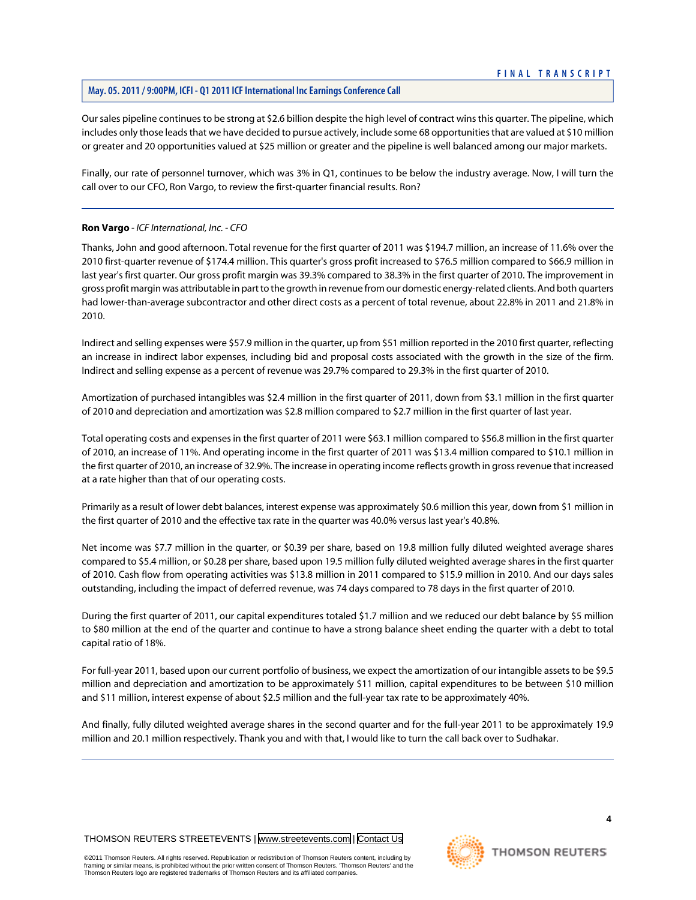Our sales pipeline continues to be strong at $2.6 billion despite the high level of contract wins this quarter. The pipeline, which includes only those leads that we have decided to pursue actively, include some 68 opportunities that are valued at $10 million or greater and 20 opportunities valued at $25 million or greater and the pipeline is well balanced among our major markets.

Finally, our rate of personnel turnover, which was 3% in Q1, continues to be below the industry average. Now, I will turn the call over to our CFO, Ron Vargo, to review the first-quarter financial results. Ron?

---

**Ron Vargo** - *ICF International, Inc. - CFO*

Thanks, John and good afternoon. Total revenue for the first quarter of 2011 was $194.7 million, an increase of 11.6% over the 2010 first-quarter revenue of $174.4 million. This quarter's gross profit increased to $76.5 million compared to $66.9 million in last year's first quarter. Our gross profit margin was 39.3% compared to 38.3% in the first quarter of 2010. The improvement in gross profit margin was attributable in part to the growth in revenue from our domestic energy-related clients. And both quarters had lower-than-average subcontractor and other direct costs as a percent of total revenue, about 22.8% in 2011 and 21.8% in 2010.

Indirect and selling expenses were $57.9 million in the quarter, up from $51 million reported in the 2010 first quarter, reflecting an increase in indirect labor expenses, including bid and proposal costs associated with the growth in the size of the firm. Indirect and selling expense as a percent of revenue was 29.7% compared to 29.3% in the first quarter of 2010.

Amortization of purchased intangibles was $2.4 million in the first quarter of 2011, down from $3.1 million in the first quarter of 2010 and depreciation and amortization was $2.8 million compared to $2.7 million in the first quarter of last year.

Total operating costs and expenses in the first quarter of 2011 were $63.1 million compared to $56.8 million in the first quarter of 2010, an increase of 11%. And operating income in the first quarter of 2011 was $13.4 million compared to $10.1 million in the first quarter of 2010, an increase of 32.9%. The increase in operating income reflects growth in gross revenue that increased at a rate higher than that of our operating costs.

Primarily as a result of lower debt balances, interest expense was approximately $0.6 million this year, down from $1 million in the first quarter of 2010 and the effective tax rate in the quarter was 40.0% versus last year's 40.8%.

Net income was $7.7 million in the quarter, or $0.39 per share, based on 19.8 million fully diluted weighted average shares compared to $5.4 million, or $0.28 per share, based upon 19.5 million fully diluted weighted average shares in the first quarter of 2010. Cash flow from operating activities was $13.8 million in 2011 compared to $15.9 million in 2010. And our days sales outstanding, including the impact of deferred revenue, was 74 days compared to 78 days in the first quarter of 2010.

During the first quarter of 2011, our capital expenditures totaled $1.7 million and we reduced our debt balance by $5 million to $80 million at the end of the quarter and continue to have a strong balance sheet ending the quarter with a debt to total capital ratio of 18%.

For full-year 2011, based upon our current portfolio of business, we expect the amortization of our intangible assets to be $9.5 million and depreciation and amortization to be approximately $11 million, capital expenditures to be between $10 million and $11 million, interest expense of about $2.5 million and the full-year tax rate to be approximately 40%.

And finally, fully diluted weighted average shares in the second quarter and for the full-year 2011 to be approximately 19.9 million and 20.1 million respectively. Thank you and with that, I would like to turn the call back over to Sudhakar.

---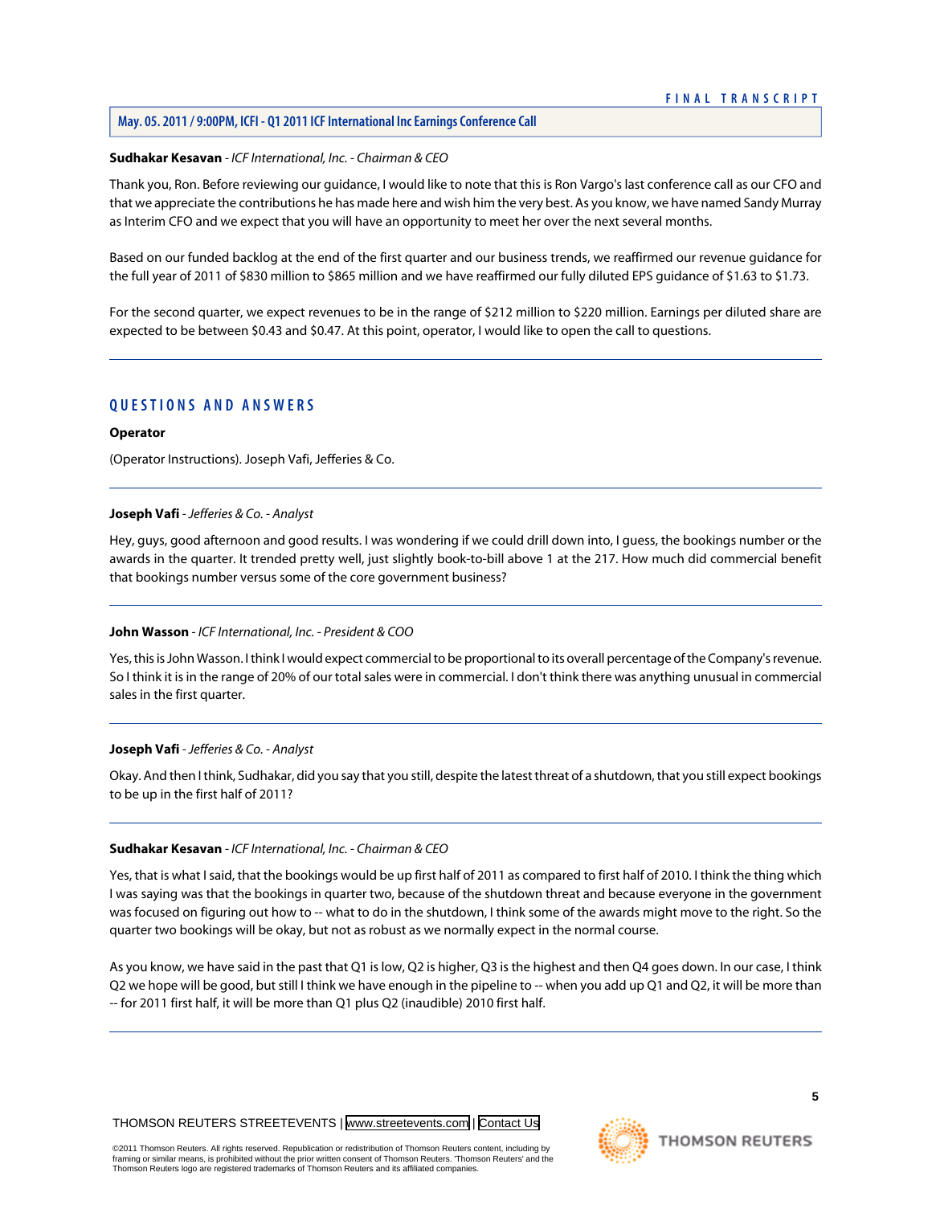**Sudhakar Kesavan** - *ICF International, Inc. - Chairman & CEO*

Thank you, Ron. Before reviewing our guidance, I would like to note that this is Ron Vargo's last conference call as our CFO and that we appreciate the contributions he has made here and wish him the very best. As you know, we have named Sandy Murray as Interim CFO and we expect that you will have an opportunity to meet her over the next several months.

Based on our funded backlog at the end of the first quarter and our business trends, we reaffirmed our revenue guidance for the full year of 2011 of $830 million to $865 million and we have reaffirmed our fully diluted EPS guidance of $1.63 to $1.73.

For the second quarter, we expect revenues to be in the range of $212 million to $220 million. Earnings per diluted share are expected to be between $0.43 and $0.47. At this point, operator, I would like to open the call to questions.

---

## QUESTIONS AND ANSWERS

**Operator**

(Operator Instructions). Joseph Vafi, Jefferies & Co.

---

**Joseph Vafi** - *Jefferies & Co. - Analyst*

Hey, guys, good afternoon and good results. I was wondering if we could drill down into, I guess, the bookings number or the awards in the quarter. It trended pretty well, just slightly book-to-bill above 1 at the 217. How much did commercial benefit that bookings number versus some of the core government business?

---

**John Wasson** - *ICF International, Inc. - President & COO*

Yes, this is John Wasson. I think I would expect commercial to be proportional to its overall percentage of the Company's revenue. So I think it is in the range of 20% of our total sales were in commercial. I don't think there was anything unusual in commercial sales in the first quarter.

---

**Joseph Vafi** - *Jefferies & Co. - Analyst*

Okay. And then I think, Sudhakar, did you say that you still, despite the latest threat of a shutdown, that you still expect bookings to be up in the first half of 2011?

---

**Sudhakar Kesavan** - *ICF International, Inc. - Chairman & CEO*

Yes, that is what I said, that the bookings would be up first half of 2011 as compared to first half of 2010. I think the thing which I was saying was that the bookings in quarter two, because of the shutdown threat and because everyone in the government was focused on figuring out how to -- what to do in the shutdown, I think some of the awards might move to the right. So the quarter two bookings will be okay, but not as robust as we normally expect in the normal course.

As you know, we have said in the past that Q1 is low, Q2 is higher, Q3 is the highest and then Q4 goes down. In our case, I think Q2 we hope will be good, but still I think we have enough in the pipeline to -- when you add up Q1 and Q2, it will be more than -- for 2011 first half, it will be more than Q1 plus Q2 (inaudible) 2010 first half.

---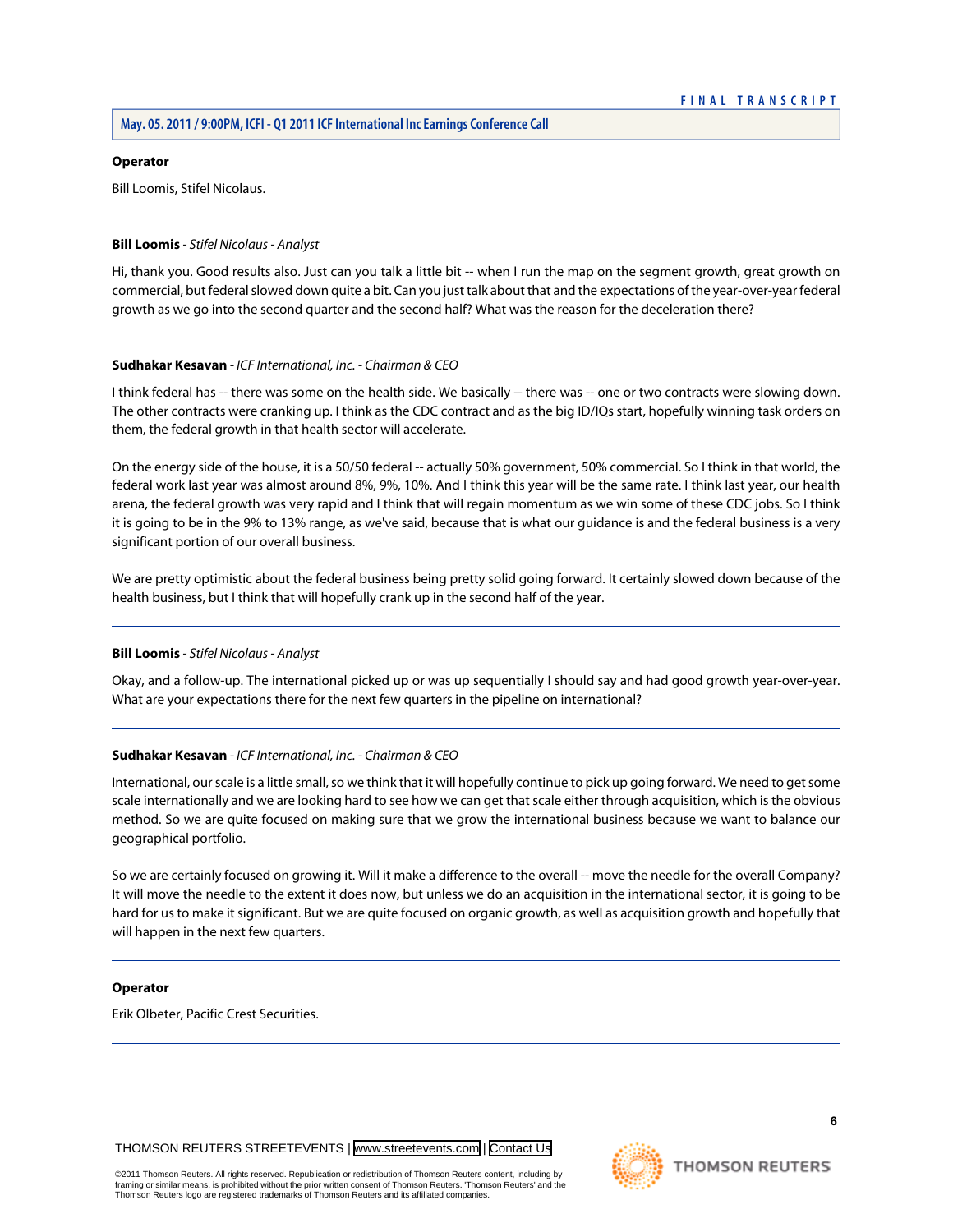**Operator**

Bill Loomis, Stifel Nicolaus.

---

**Bill Loomis** - *Stifel Nicolaus - Analyst*

Hi, thank you. Good results also. Just can you talk a little bit -- when I run the map on the segment growth, great growth on commercial, but federal slowed down quite a bit. Can you just talk about that and the expectations of the year-over-year federal growth as we go into the second quarter and the second half? What was the reason for the deceleration there?

---

**Sudhakar Kesavan** - *ICF International, Inc. - Chairman & CEO*

I think federal has -- there was some on the health side. We basically -- there was -- one or two contracts were slowing down. The other contracts were cranking up. I think as the CDC contract and as the big ID/IQs start, hopefully winning task orders on them, the federal growth in that health sector will accelerate.

On the energy side of the house, it is a 50/50 federal -- actually 50% government, 50% commercial. So I think in that world, the federal work last year was almost around 8%, 9%, 10%. And I think this year will be the same rate. I think last year, our health arena, the federal growth was very rapid and I think that will regain momentum as we win some of these CDC jobs. So I think it is going to be in the 9% to 13% range, as we've said, because that is what our guidance is and the federal business is a very significant portion of our overall business.

We are pretty optimistic about the federal business being pretty solid going forward. It certainly slowed down because of the health business, but I think that will hopefully crank up in the second half of the year.

---

**Bill Loomis** - *Stifel Nicolaus - Analyst*

Okay, and a follow-up. The international picked up or was up sequentially I should say and had good growth year-over-year. What are your expectations there for the next few quarters in the pipeline on international?

---

**Sudhakar Kesavan** - *ICF International, Inc. - Chairman & CEO*

International, our scale is a little small, so we think that it will hopefully continue to pick up going forward. We need to get some scale internationally and we are looking hard to see how we can get that scale either through acquisition, which is the obvious method. So we are quite focused on making sure that we grow the international business because we want to balance our geographical portfolio.

So we are certainly focused on growing it. Will it make a difference to the overall -- move the needle for the overall Company? It will move the needle to the extent it does now, but unless we do an acquisition in the international sector, it is going to be hard for us to make it significant. But we are quite focused on organic growth, as well as acquisition growth and hopefully that will happen in the next few quarters.

---

**Operator**

Erik Olbeter, Pacific Crest Securities.

---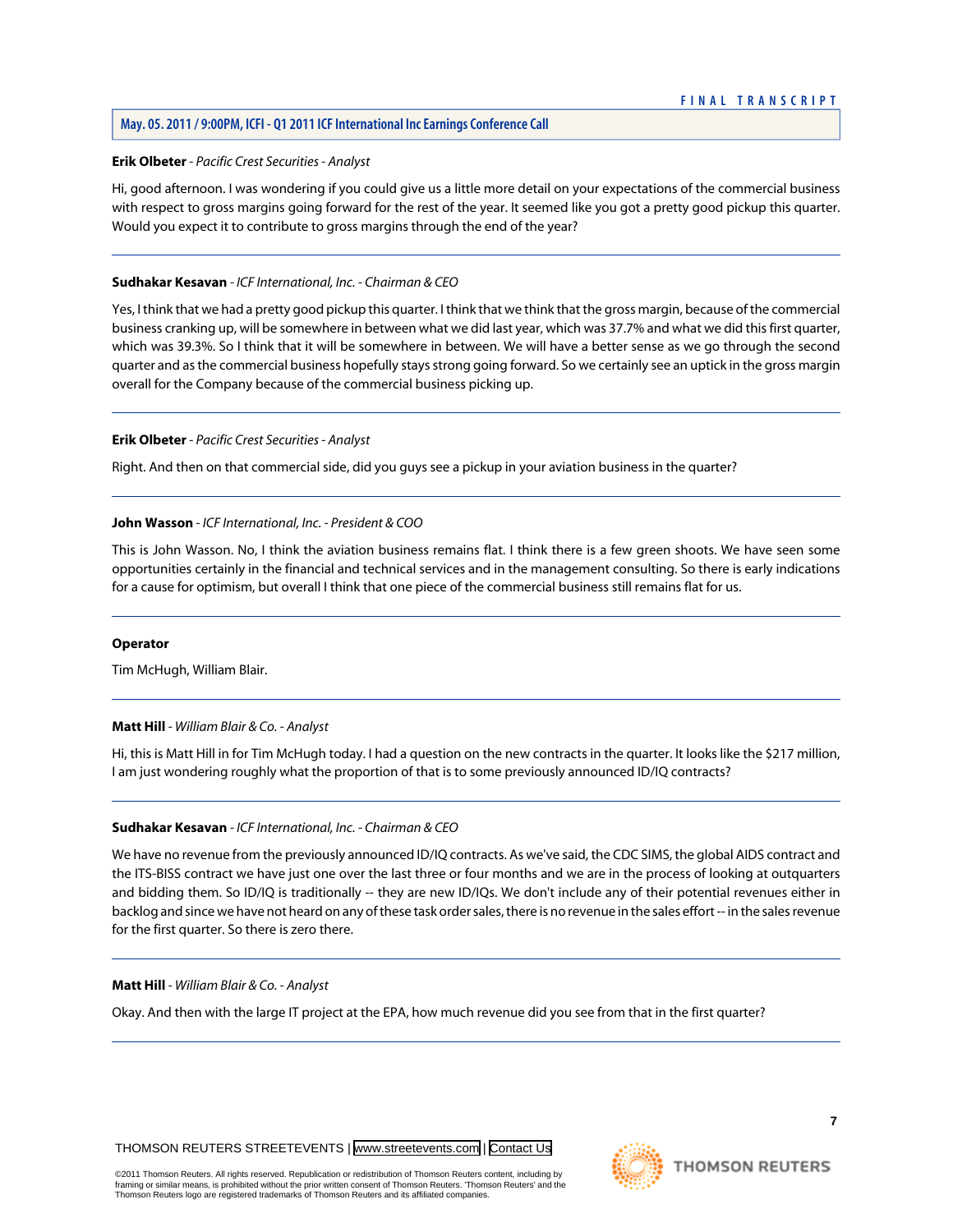**Erik Olbeter** - *Pacific Crest Securities - Analyst*

Hi, good afternoon. I was wondering if you could give us a little more detail on your expectations of the commercial business with respect to gross margins going forward for the rest of the year. It seemed like you got a pretty good pickup this quarter. Would you expect it to contribute to gross margins through the end of the year?

---

**Sudhakar Kesavan** - *ICF International, Inc. - Chairman & CEO*

Yes, I think that we had a pretty good pickup this quarter. I think that we think that the gross margin, because of the commercial business cranking up, will be somewhere in between what we did last year, which was 37.7% and what we did this first quarter, which was 39.3%. So I think that it will be somewhere in between. We will have a better sense as we go through the second quarter and as the commercial business hopefully stays strong going forward. So we certainly see an uptick in the gross margin overall for the Company because of the commercial business picking up.

---

**Erik Olbeter** - *Pacific Crest Securities - Analyst*

Right. And then on that commercial side, did you guys see a pickup in your aviation business in the quarter?

---

**John Wasson** - *ICF International, Inc. - President & COO*

This is John Wasson. No, I think the aviation business remains flat. I think there is a few green shoots. We have seen some opportunities certainly in the financial and technical services and in the management consulting. So there is early indications for a cause for optimism, but overall I think that one piece of the commercial business still remains flat for us.

---

**Operator**

Tim McHugh, William Blair.

---

**Matt Hill** - *William Blair & Co. - Analyst*

Hi, this is Matt Hill in for Tim McHugh today. I had a question on the new contracts in the quarter. It looks like the $217 million, I am just wondering roughly what the proportion of that is to some previously announced ID/IQ contracts?

---

**Sudhakar Kesavan** - *ICF International, Inc. - Chairman & CEO*

We have no revenue from the previously announced ID/IQ contracts. As we've said, the CDC SIMS, the global AIDS contract and the ITS-BISS contract we have just one over the last three or four months and we are in the process of looking at outquarters and bidding them. So ID/IQ is traditionally -- they are new ID/IQs. We don't include any of their potential revenues either in backlog and since we have not heard on any of these task order sales, there is no revenue in the sales effort -- in the sales revenue for the first quarter. So there is zero there.

---

**Matt Hill** - *William Blair & Co. - Analyst*

Okay. And then with the large IT project at the EPA, how much revenue did you see from that in the first quarter?

---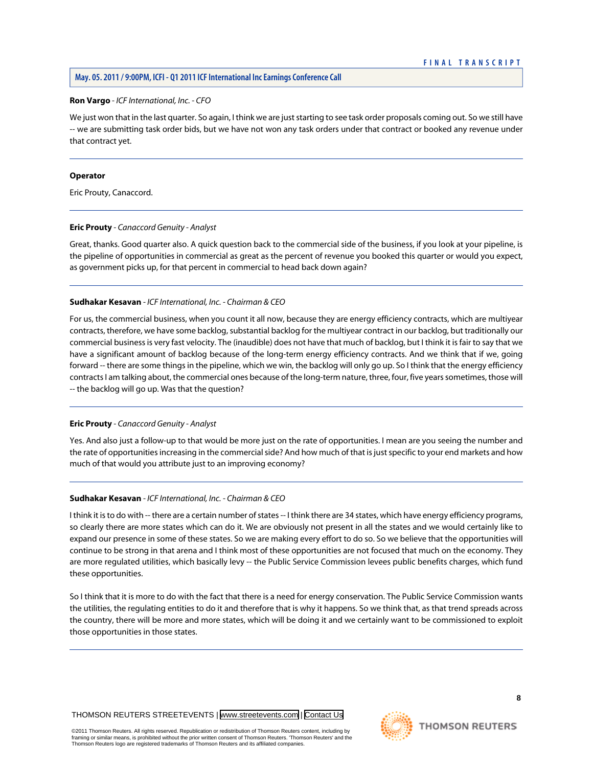**Ron Vargo** - *ICF International, Inc. - CFO*

We just won that in the last quarter. So again, I think we are just starting to see task order proposals coming out. So we still have -- we are submitting task order bids, but we have not won any task orders under that contract or booked any revenue under that contract yet.

---

**Operator**

Eric Prouty, Canaccord.

---

**Eric Prouty** - *Canaccord Genuity - Analyst*

Great, thanks. Good quarter also. A quick question back to the commercial side of the business, if you look at your pipeline, is the pipeline of opportunities in commercial as great as the percent of revenue you booked this quarter or would you expect, as government picks up, for that percent in commercial to head back down again?

---

**Sudhakar Kesavan** - *ICF International, Inc. - Chairman & CEO*

For us, the commercial business, when you count it all now, because they are energy efficiency contracts, which are multiyear contracts, therefore, we have some backlog, substantial backlog for the multiyear contract in our backlog, but traditionally our commercial business is very fast velocity. The (inaudible) does not have that much of backlog, but I think it is fair to say that we have a significant amount of backlog because of the long-term energy efficiency contracts. And we think that if we, going forward -- there are some things in the pipeline, which we win, the backlog will only go up. So I think that the energy efficiency contracts I am talking about, the commercial ones because of the long-term nature, three, four, five years sometimes, those will -- the backlog will go up. Was that the question?

---

**Eric Prouty** - *Canaccord Genuity - Analyst*

Yes. And also just a follow-up to that would be more just on the rate of opportunities. I mean are you seeing the number and the rate of opportunities increasing in the commercial side? And how much of that is just specific to your end markets and how much of that would you attribute just to an improving economy?

---

**Sudhakar Kesavan** - *ICF International, Inc. - Chairman & CEO*

I think it is to do with -- there are a certain number of states -- I think there are 34 states, which have energy efficiency programs, so clearly there are more states which can do it. We are obviously not present in all the states and we would certainly like to expand our presence in some of these states. So we are making every effort to do so. So we believe that the opportunities will continue to be strong in that arena and I think most of these opportunities are not focused that much on the economy. They are more regulated utilities, which basically levy -- the Public Service Commission levees public benefits charges, which fund these opportunities.

So I think that it is more to do with the fact that there is a need for energy conservation. The Public Service Commission wants the utilities, the regulating entities to do it and therefore that is why it happens. So we think that, as that trend spreads across the country, there will be more and more states, which will be doing it and we certainly want to be commissioned to exploit those opportunities in those states.

---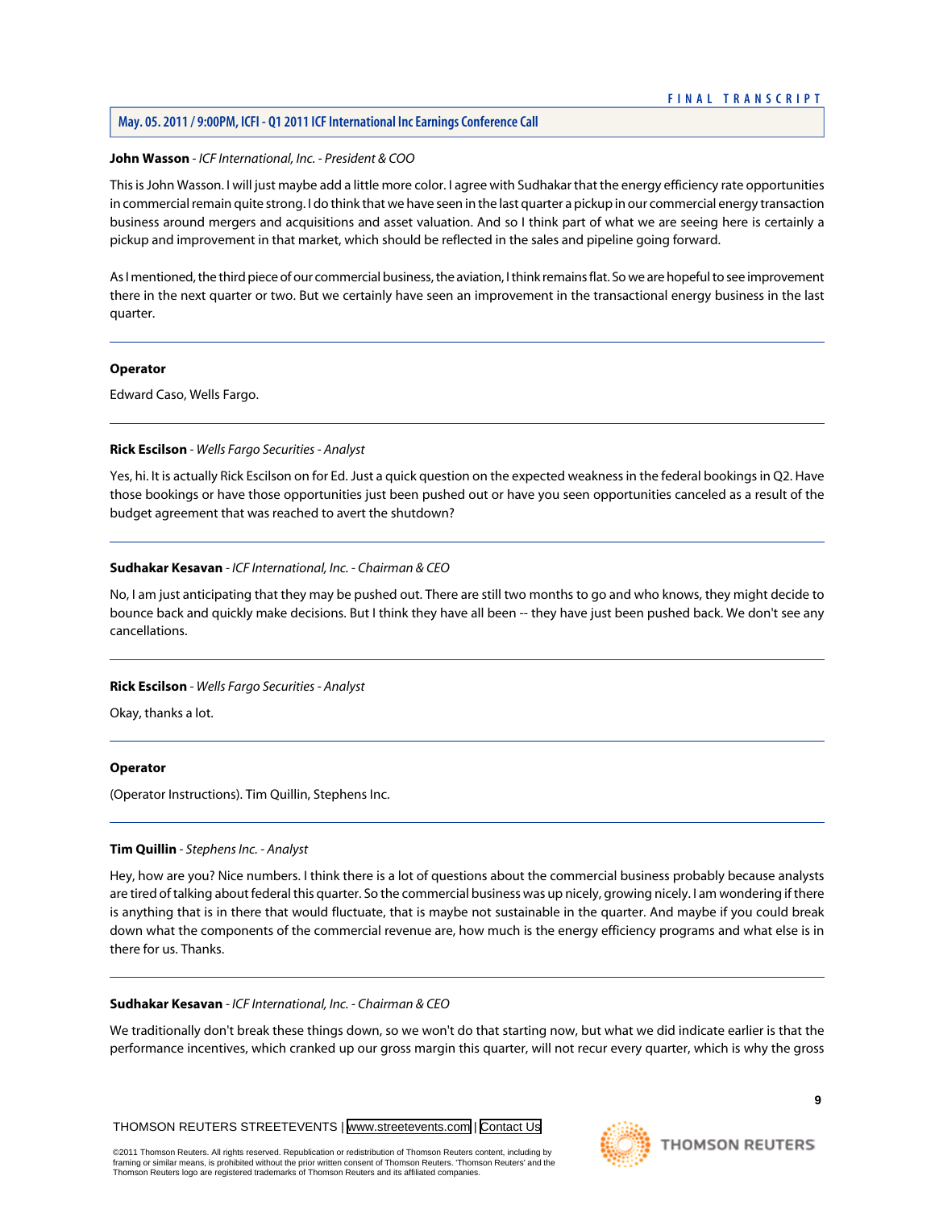**John Wasson** - *ICF International, Inc. - President & COO*

This is John Wasson. I will just maybe add a little more color. I agree with Sudhakar that the energy efficiency rate opportunities in commercial remain quite strong. I do think that we have seen in the last quarter a pickup in our commercial energy transaction business around mergers and acquisitions and asset valuation. And so I think part of what we are seeing here is certainly a pickup and improvement in that market, which should be reflected in the sales and pipeline going forward.

As I mentioned, the third piece of our commercial business, the aviation, I think remains flat. So we are hopeful to see improvement there in the next quarter or two. But we certainly have seen an improvement in the transactional energy business in the last quarter.

---

**Operator**

Edward Caso, Wells Fargo.

---

**Rick Escilson** - *Wells Fargo Securities - Analyst*

Yes, hi. It is actually Rick Escilson on for Ed. Just a quick question on the expected weakness in the federal bookings in Q2. Have those bookings or have those opportunities just been pushed out or have you seen opportunities canceled as a result of the budget agreement that was reached to avert the shutdown?

---

**Sudhakar Kesavan** - *ICF International, Inc. - Chairman & CEO*

No, I am just anticipating that they may be pushed out. There are still two months to go and who knows, they might decide to bounce back and quickly make decisions. But I think they have all been -- they have just been pushed back. We don't see any cancellations.

---

**Rick Escilson** - *Wells Fargo Securities - Analyst*

Okay, thanks a lot.

---

**Operator**

(Operator Instructions). Tim Quillin, Stephens Inc.

---

**Tim Quillin** - *Stephens Inc. - Analyst*

Hey, how are you? Nice numbers. I think there is a lot of questions about the commercial business probably because analysts are tired of talking about federal this quarter. So the commercial business was up nicely, growing nicely. I am wondering if there is anything that is in there that would fluctuate, that is maybe not sustainable in the quarter. And maybe if you could break down what the components of the commercial revenue are, how much is the energy efficiency programs and what else is in there for us. Thanks.

---

**Sudhakar Kesavan** - *ICF International, Inc. - Chairman & CEO*

We traditionally don't break these things down, so we won't do that starting now, but what we did indicate earlier is that the performance incentives, which cranked up our gross margin this quarter, will not recur every quarter, which is why the gross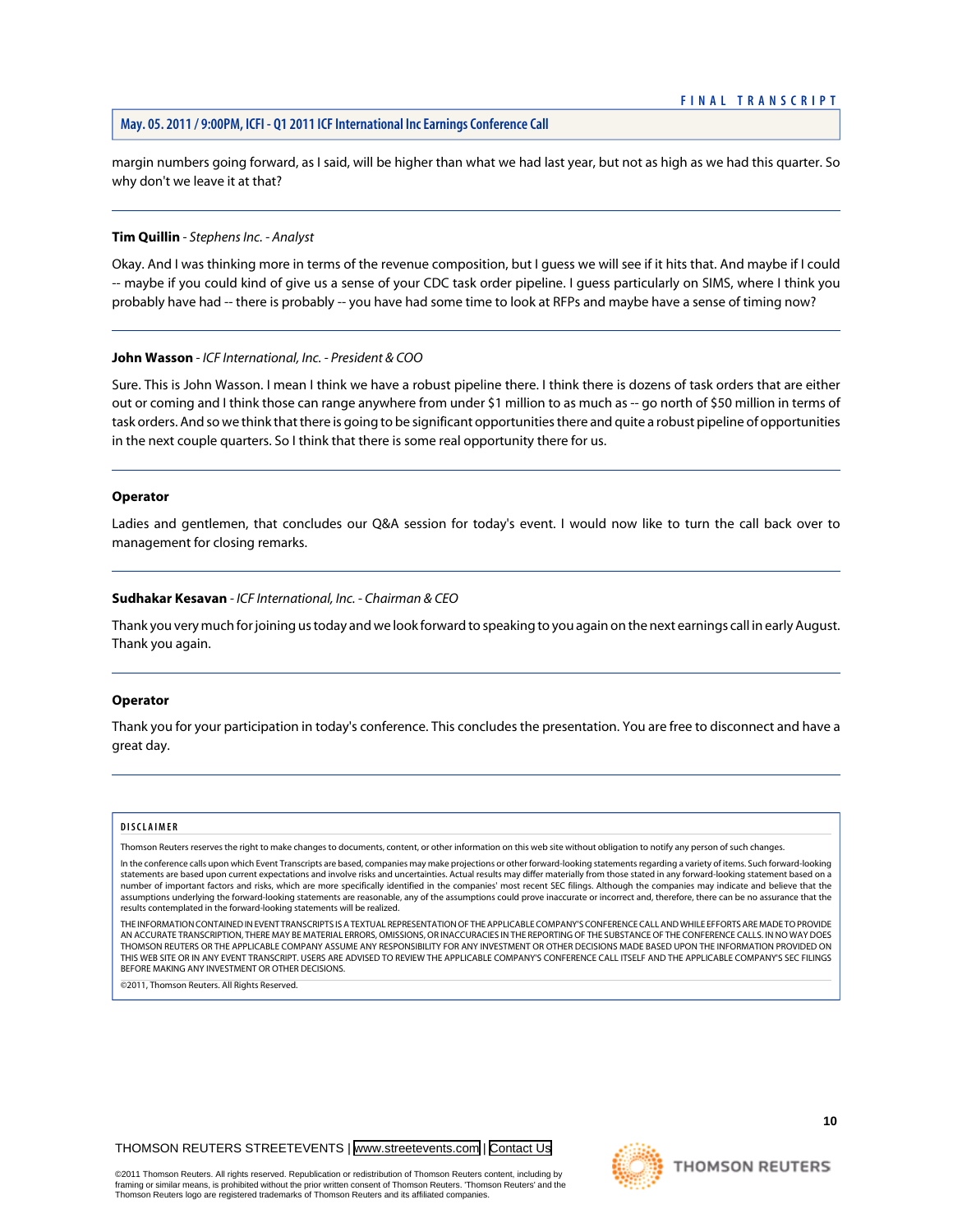margin numbers going forward, as I said, will be higher than what we had last year, but not as high as we had this quarter. So why don't we leave it at that?

---

**Tim Quillin** - *Stephens Inc. - Analyst*

Okay. And I was thinking more in terms of the revenue composition, but I guess we will see if it hits that. And maybe if I could -- maybe if you could kind of give us a sense of your CDC task order pipeline. I guess particularly on SIMS, where I think you probably have had -- there is probably -- you have had some time to look at RFPs and maybe have a sense of timing now?

---

**John Wasson** - *ICF International, Inc. - President & COO*

Sure. This is John Wasson. I mean I think we have a robust pipeline there. I think there is dozens of task orders that are either out or coming and I think those can range anywhere from under $1 million to as much as -- go north of $50 million in terms of task orders. And so we think that there is going to be significant opportunities there and quite a robust pipeline of opportunities in the next couple quarters. So I think that there is some real opportunity there for us.

---

**Operator**

Ladies and gentlemen, that concludes our Q&A session for today's event. I would now like to turn the call back over to management for closing remarks.

---

**Sudhakar Kesavan** - *ICF International, Inc. - Chairman & CEO*

Thank you very much for joining us today and we look forward to speaking to you again on the next earnings call in early August. Thank you again.

---

**Operator**

Thank you for your participation in today's conference. This concludes the presentation. You are free to disconnect and have a great day.

---

**DISCLAIMER**

Thomson Reuters reserves the right to make changes to documents, content, or other information on this web site without obligation to notify any person of such changes.

In the conference calls upon which Event Transcripts are based, companies may make projections or other forward-looking statements regarding a variety of items. Such forward-looking statements are based upon current expectations and involve risks and uncertainties. Actual results may differ materially from those stated in any forward-looking statement based on a number of important factors and risks, which are more specifically identified in the companies' most recent SEC filings. Although the companies may indicate and believe that the assumptions underlying the forward-looking statements are reasonable, any of the assumptions could prove inaccurate or incorrect and, therefore, there can be no assurance that the results contemplated in the forward-looking statements will be realized.

THE INFORMATION CONTAINED IN EVENT TRANSCRIPTS IS A TEXTUAL REPRESENTATION OF THE APPLICABLE COMPANY'S CONFERENCE CALL AND WHILE EFFORTS ARE MADE TO PROVIDE AN ACCURATE TRANSCRIPTION, THERE MAY BE MATERIAL ERRORS, OMISSIONS, OR INACCURACIES IN THE REPORTING OF THE SUBSTANCE OF THE CONFERENCE CALLS. IN NO WAY DOES THOMSON REUTERS OR THE APPLICABLE COMPANY ASSUME ANY RESPONSIBILITY FOR ANY INVESTMENT OR OTHER DECISIONS MADE BASED UPON THE INFORMATION PROVIDED ON THIS WEB SITE OR IN ANY EVENT TRANSCRIPT. USERS ARE ADVISED TO REVIEW THE APPLICABLE COMPANY'S CONFERENCE CALL ITSELF AND THE APPLICABLE COMPANY'S SEC FILINGS BEFORE MAKING ANY INVESTMENT OR OTHER DECISIONS.

©2011, Thomson Reuters. All Rights Reserved.